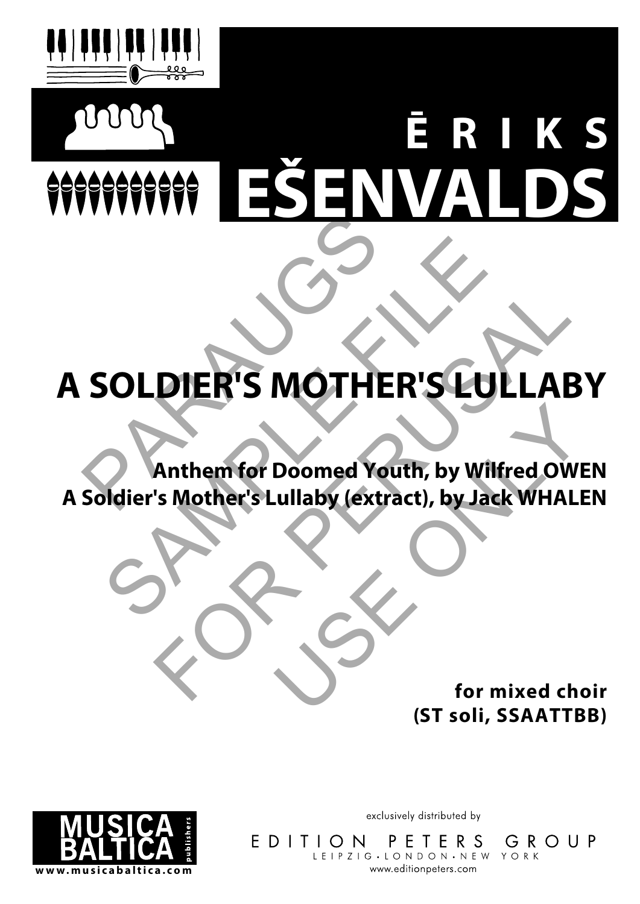# ĒRIKS EŠENVALDS

# A SOLDIER'S MOTHER'S LULLABY

**Anthem for Doomed Youth, by Wilfred OWEN**
**A Soldier's Mother's Lullaby (extract), by Jack WHALEN**

**for mixed choir**
**(ST soli, SSAATTBB)**

MUSICA BALTICA publishers
www.musicabaltica.com

exclusively distributed by

EDITION PETERS GROUP
LEIPZIG • LONDON • NEW YORK
www.editionpeters.com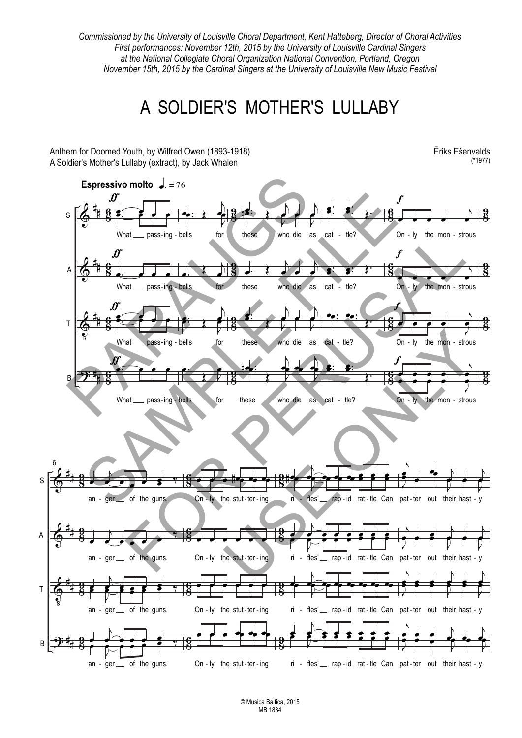*Commissioned by the University of Louisville Choral Department, Kent Hatteberg, Director of Choral Activities*
*First performances: November 12th, 2015 by the University of Louisville Cardinal Singers*
*at the National Collegiate Choral Organization National Convention, Portland, Oregon*
*November 15th, 2015 by the Cardinal Singers at the University of Louisville New Music Festival*

# A SOLDIER'S MOTHER'S LULLABY

Anthem for Doomed Youth, by Wilfred Owen (1893-1918)
A Soldier's Mother's Lullaby (extract), by Jack Whalen

Ēriks Ešenvalds
(*1977)

**Espressivo molto** ♩. = 76

What ___ pass-ing-bells for these who die as cat - tle? Only the mon-strous an - ger ___ of the guns. On - ly the stut-ter-ing ri - fles' ___ rap-id rat-tle Can pat-ter out their hast-y

PARAUGS
SAMPLE FILE
FOR PERUSAL
USE ONLY

© Musica Baltica, 2015
MB 1834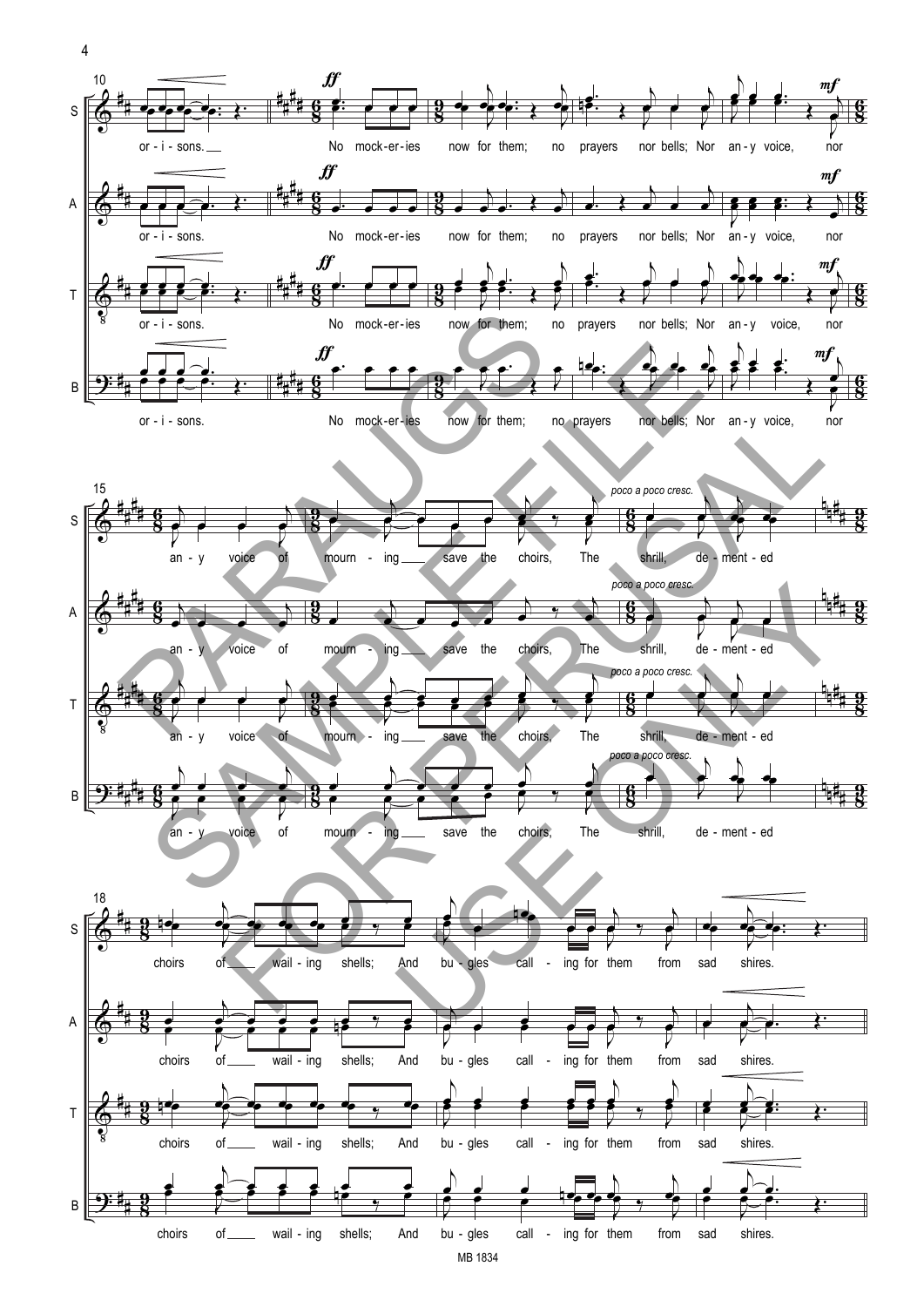S: or - i - sons. No mock-er-ies now for them; no prayers nor bells; Nor an-y voice, nor

A: or - i - sons. No mock-er-ies now for them; no prayers nor bells; Nor an-y voice, nor

T: or - i - sons. No mock-er-ies now for them; no prayers nor bells; Nor an-y voice, nor

B: or - i - sons. No mock-er-ies now for them; no prayers nor bells; Nor an-y voice, nor

*ff* *mf*

S: an - y voice of mourn - ing save the choirs, The shrill, de - ment - ed

A: an - y voice of mourn - ing save the choirs, The shrill, de - ment - ed

T: an - y voice of mourn - ing save the choirs, The shrill, de - ment - ed

B: an - y voice of mourn - ing save the choirs, The shrill, de - ment - ed

*poco a poco cresc.*

S: choirs of wail - ing shells; And bu - gles call - ing for them from sad shires.

A: choirs of wail - ing shells; And bu - gles call - ing for them from sad shires.

T: choirs of wail - ing shells; And bu - gles call - ing for them from sad shires.

B: choirs of wail - ing shells; And bu - gles call - ing for them from sad shires.

PARAUGS SAMPLE FILE FOR PERUSAL USE ONLY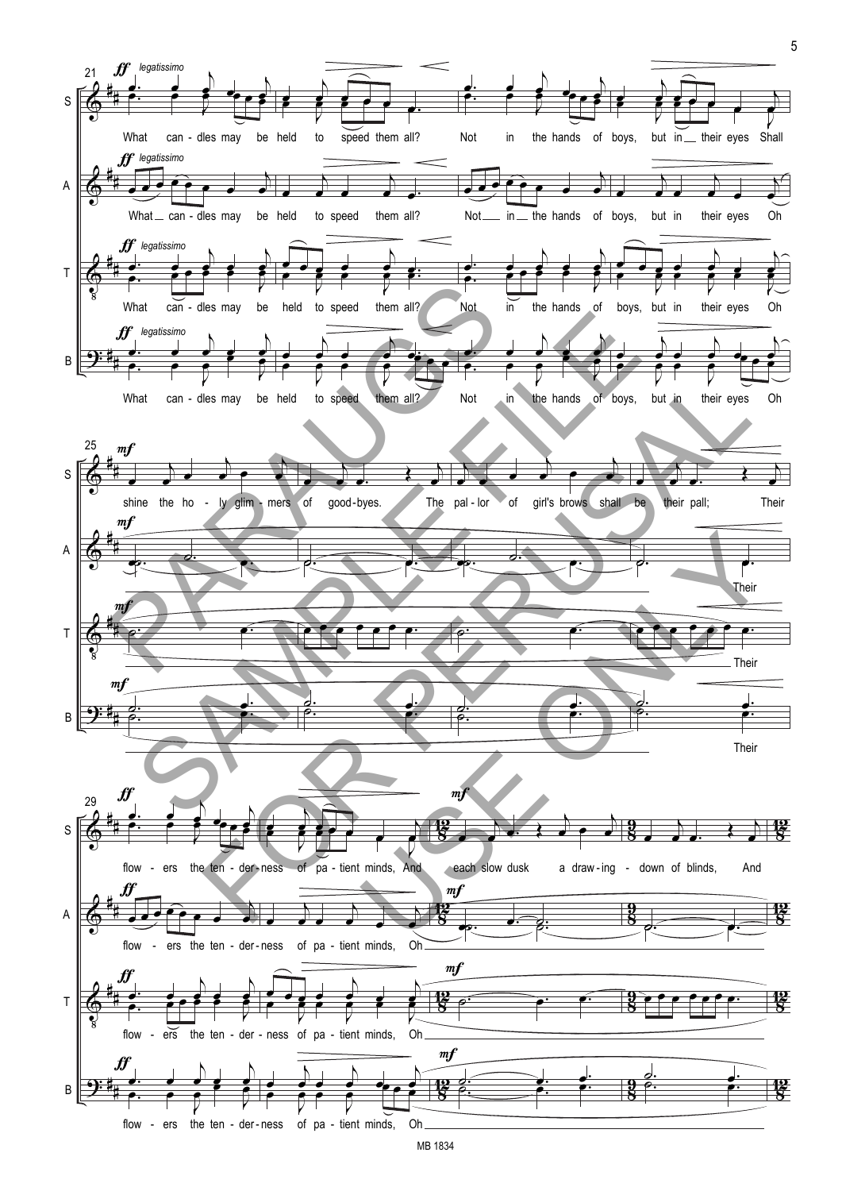**21** *ff* *legatissimo*

S: What can - dles may be held to speed them all? Not in the hands of boys, but in__ their eyes Shall

A: What__ can - dles may be held to speed them all? Not__ in__ the hands of boys, but in their eyes Oh

T: What can - dles may be held to speed them all? Not in the hands of boys, but in their eyes Oh

B: What can - dles may be held to speed them all? Not in the hands of boys, but in their eyes Oh

**25** *mf*

S: shine the ho - ly glim - mers of good-byes. The pal - lor of girl's brows shall be their pall; Their

A: Their

T: Their

B: Their

**29** *ff*

S: flow - ers the ten - der - ness of pa - tient minds, And *mf* each slow dusk a draw - ing - down of blinds, And

A: flow - ers the ten - der - ness of pa - tient minds, Oh *mf*

T: flow - ers the ten - der - ness of pa - tient minds, Oh *mf*

B: flow - ers the ten - der - ness of pa - tient minds, Oh *mf*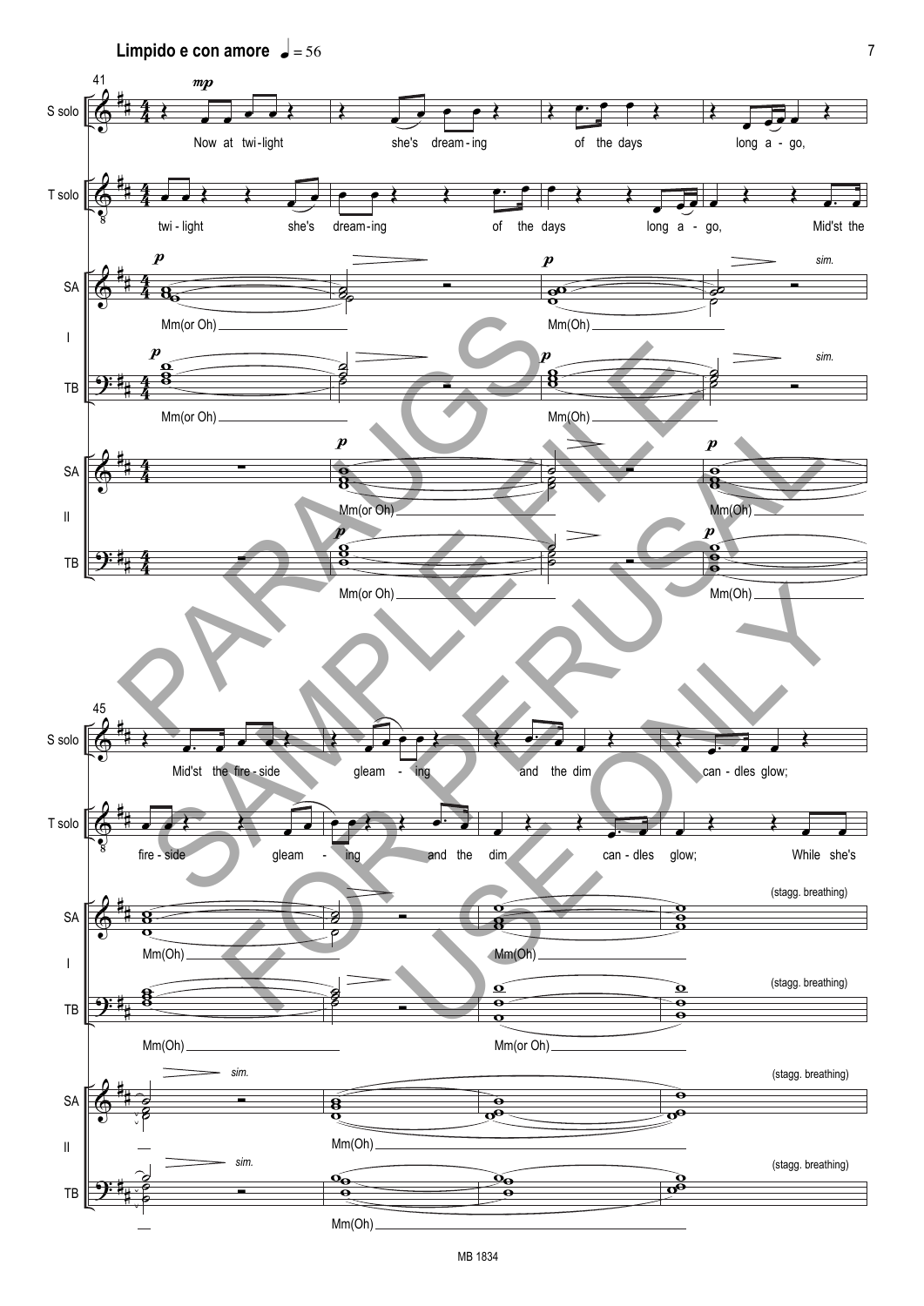**Limpido e con amore** ♩ = 56

41

S solo: *mp* Now at twi-light she's dream-ing of the days long a-go,

T solo: twi-light she's dream-ing of the days long a-go, Mid'st the

SA I: *p* Mm(or Oh) *p* Mm(Oh) *sim.*

TB I: *p* Mm(or Oh) *p* Mm(Oh) *sim.*

SA II: *p* Mm(or Oh) *p* Mm(Oh)

TB II: *p* Mm(or Oh) *p* Mm(Oh)

45

S solo: Mid'st the fire-side gleam-ing and the dim can-dles glow;

T solo: fire-side gleam-ing and the dim can-dles glow; While she's

SA I: Mm(Oh) Mm(Oh) (stagg. breathing)

TB I: Mm(Oh) Mm(or Oh) (stagg. breathing)

SA II: *sim.* Mm(Oh) (stagg. breathing)

TB II: *sim.* Mm(Oh) (stagg. breathing)

PARAUGS SAMPLE FILE FOR PERUSAL USE ONLY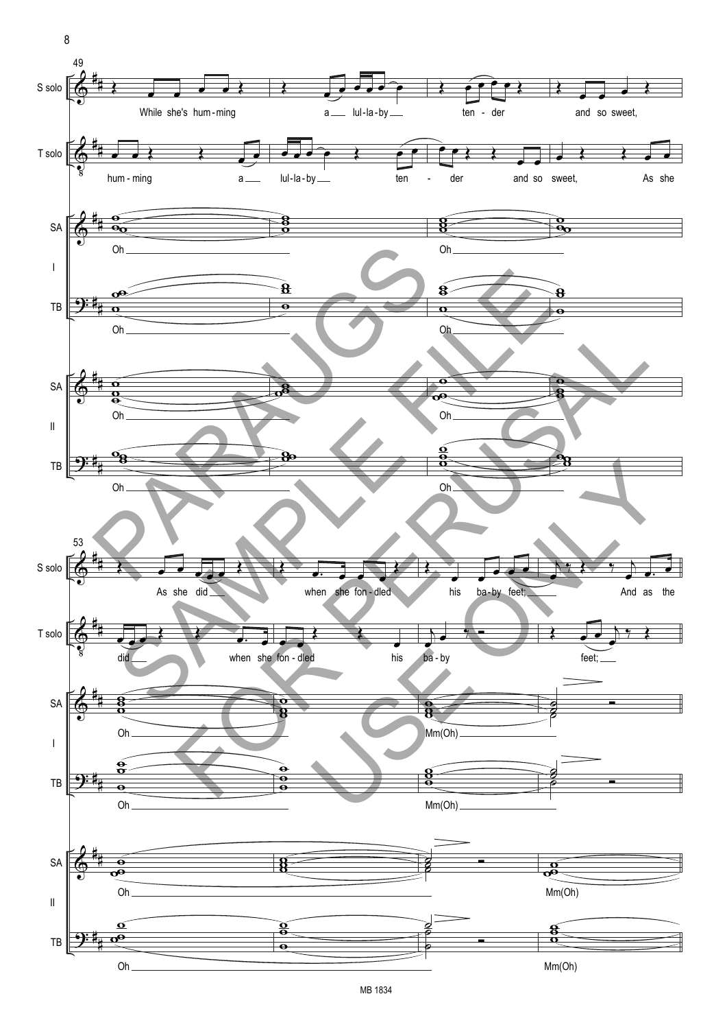**49**

S solo: While she's hum - ming a lul - la - by ten - der and so sweet,

T solo: hum - ming a lul - la - by ten - der and so sweet, As she

SA I: Oh Oh

TB I: Oh Oh

SA II: Oh Oh

TB II: Oh Oh

**53**

S solo: As she did when she fon - dled his ba - by feet; And as the

T solo: did when she fon - dled his ba - by feet;

SA I: Oh Mm(Oh)

TB I: Oh Mm(Oh)

SA II: Oh Mm(Oh)

TB II: Oh Mm(Oh)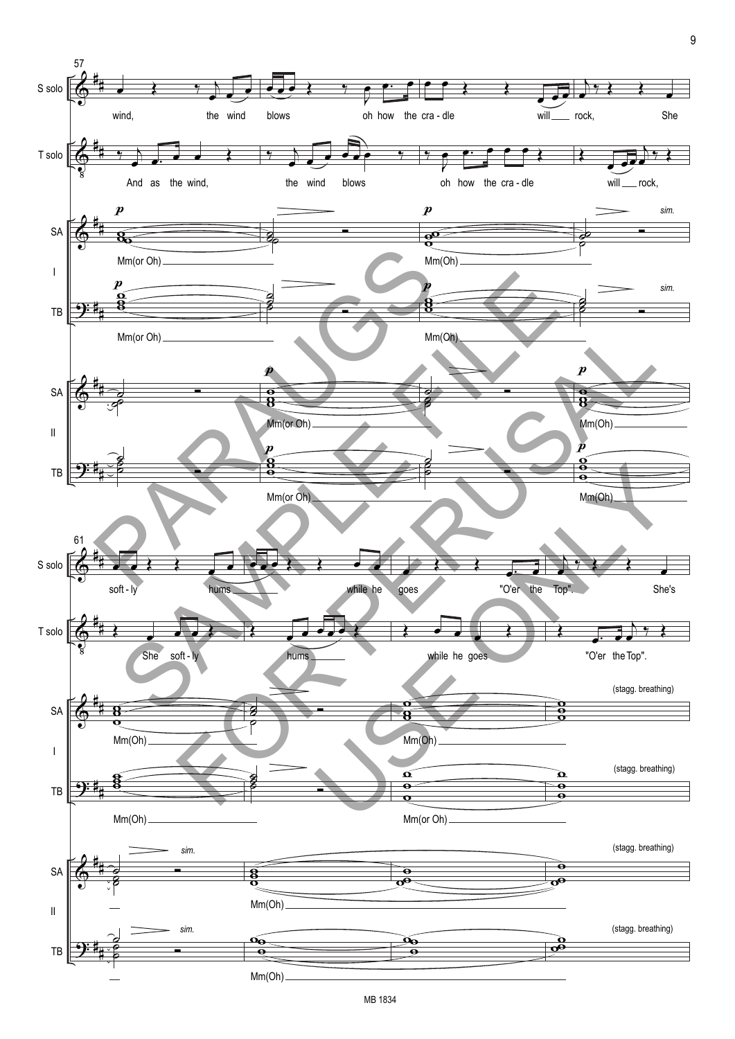57

S solo: wind, the wind blows oh how the cra - dle will ___ rock, She

T solo: And as the wind, the wind blows oh how the cra - dle will ___ rock,

SA I: *p* Mm(or Oh) ___ *p* Mm(Oh) ___ *sim.*

TB I: *p* Mm(or Oh) ___ *p* Mm(Oh) ___ *sim.*

SA II: *p* Mm(or Oh) ___ *p* Mm(Oh) ___

TB II: *p* Mm(or Oh) ___ *p* Mm(Oh) ___

61

S solo: soft - ly hums ___ while he goes "O'er the Top". She's

T solo: She soft - ly hums ___ while he goes "O'er the Top".

SA I: Mm(Oh) ___ Mm(Oh) ___ (stagg. breathing)

TB I: Mm(Oh) ___ Mm(or Oh) ___ (stagg. breathing)

SA II: *sim.* Mm(Oh) ___ (stagg. breathing)

TB II: *sim.* Mm(Oh) ___ (stagg. breathing)

MB 1834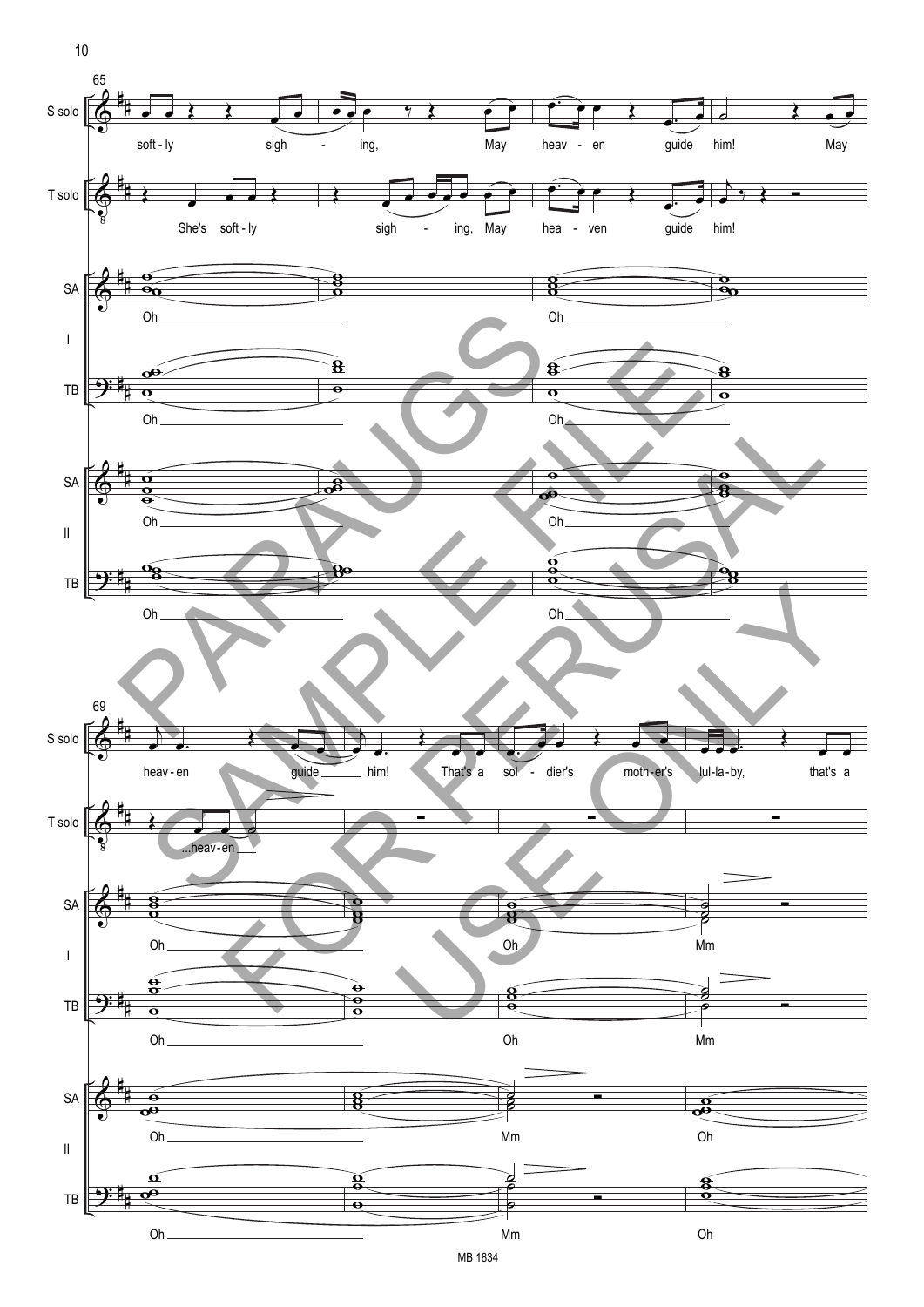65

S solo: soft - ly sigh - ing, May heav - en guide him! May

T solo: She's soft - ly sigh - ing, May hea - ven guide him!

SA I: Oh Oh

TB I: Oh Oh

SA II: Oh Oh

TB II: Oh Oh

69

S solo: heav - en guide him! That's a sol - dier's moth - er's lul - la - by, that's a

T solo: ...heav - en

SA I: Oh Oh Mm

TB I: Oh Oh Mm

SA II: Oh Mm Oh

TB II: Oh Mm Oh

MB 1834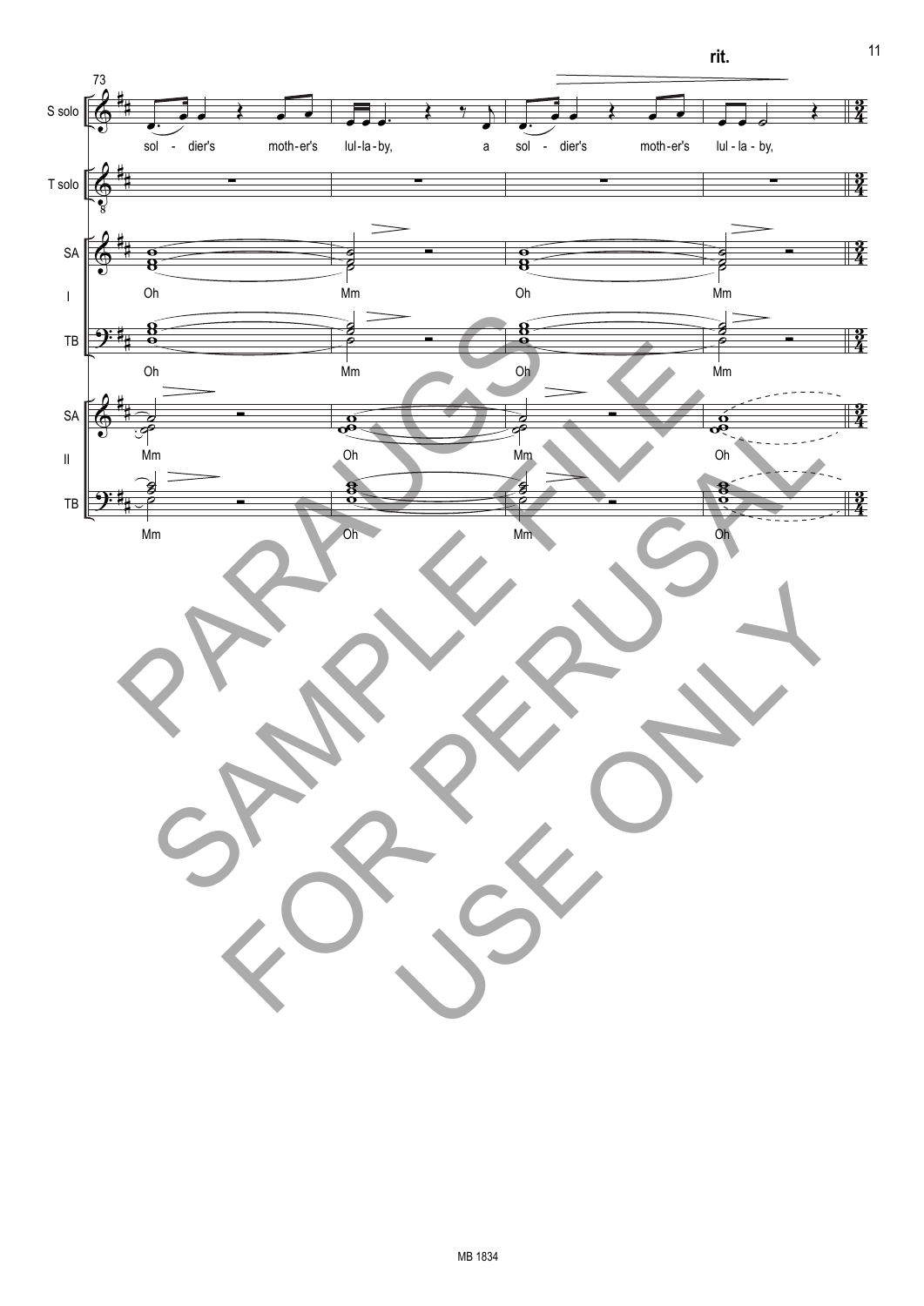rit.

73

S solo: sol - dier's moth-er's lul-la-by, a sol - dier's moth-er's lul-la-by,

T solo

SA I: Oh Mm Oh Mm

TB I: Oh Mm Oh Mm

SA II: Mm Oh Mm Oh

TB II: Mm Oh Mm Oh

PARAUGS SAMPLE FILE FOR PERUSAL USE ONLY

MB 1834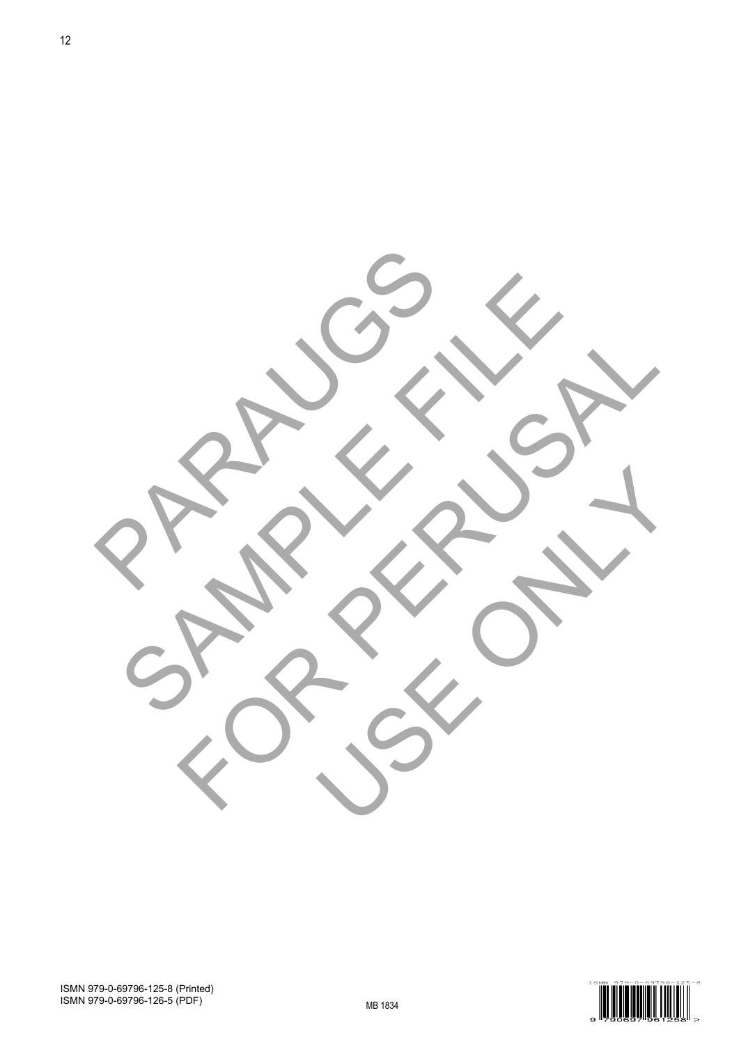PARAUGS
SAMPLE FILE
FOR PERUSAL
USE ONLY

ISMN 979-0-69796-125-8 (Printed)
ISMN 979-0-69796-126-5 (PDF)

MB 1834